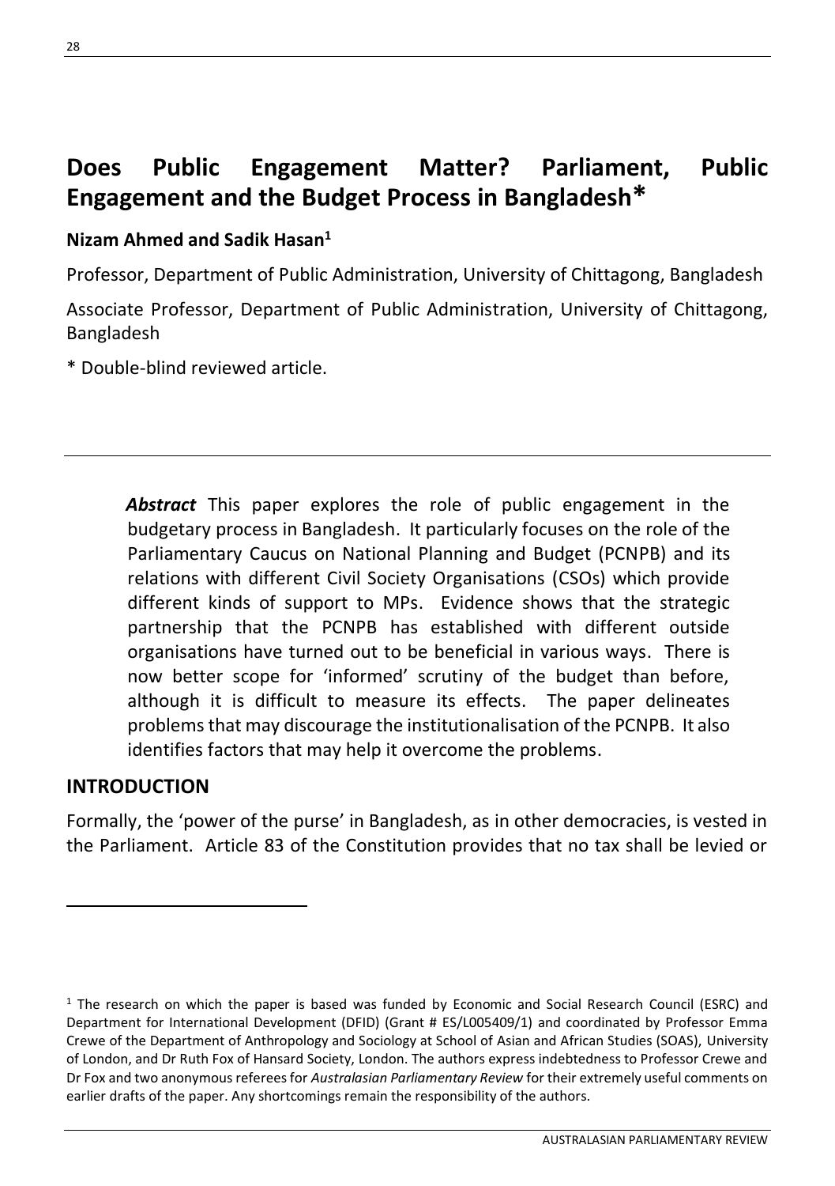# Does Public Engagement Matter? Parliament, Public Engagement and the Budget Process in Bangladesh*

**Nizam Ahmed and Sadik Hasan[1]**

Professor, Department of Public Administration, University of Chittagong, Bangladesh

Associate Professor, Department of Public Administration, University of Chittagong, Bangladesh

* Double-blind reviewed article.

***Abstract*** This paper explores the role of public engagement in the budgetary process in Bangladesh. It particularly focuses on the role of the Parliamentary Caucus on National Planning and Budget (PCNPB) and its relations with different Civil Society Organisations (CSOs) which provide different kinds of support to MPs. Evidence shows that the strategic partnership that the PCNPB has established with different outside organisations have turned out to be beneficial in various ways. There is now better scope for 'informed' scrutiny of the budget than before, although it is difficult to measure its effects. The paper delineates problems that may discourage the institutionalisation of the PCNPB. It also identifies factors that may help it overcome the problems.

## INTRODUCTION

Formally, the 'power of the purse' in Bangladesh, as in other democracies, is vested in the Parliament. Article 83 of the Constitution provides that no tax shall be levied or

---

[1] The research on which the paper is based was funded by Economic and Social Research Council (ESRC) and Department for International Development (DFID) (Grant # ES/L005409/1) and coordinated by Professor Emma Crewe of the Department of Anthropology and Sociology at School of Asian and African Studies (SOAS), University of London, and Dr Ruth Fox of Hansard Society, London. The authors express indebtedness to Professor Crewe and Dr Fox and two anonymous referees for *Australasian Parliamentary Review* for their extremely useful comments on earlier drafts of the paper. Any shortcomings remain the responsibility of the authors.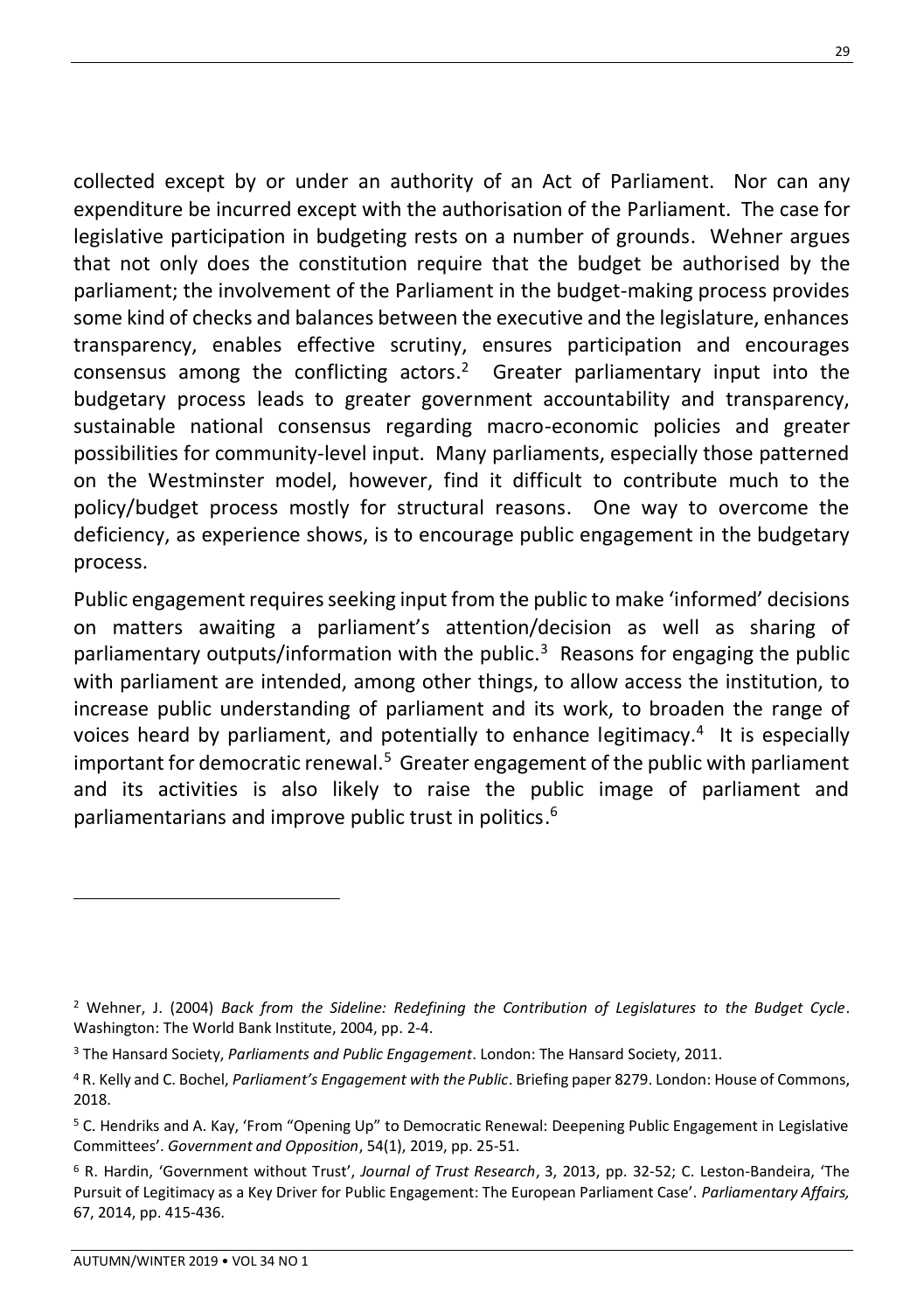collected except by or under an authority of an Act of Parliament. Nor can any expenditure be incurred except with the authorisation of the Parliament. The case for legislative participation in budgeting rests on a number of grounds. Wehner argues that not only does the constitution require that the budget be authorised by the parliament; the involvement of the Parliament in the budget-making process provides some kind of checks and balances between the executive and the legislature, enhances transparency, enables effective scrutiny, ensures participation and encourages consensus among the conflicting actors.[2] Greater parliamentary input into the budgetary process leads to greater government accountability and transparency, sustainable national consensus regarding macro-economic policies and greater possibilities for community-level input. Many parliaments, especially those patterned on the Westminster model, however, find it difficult to contribute much to the policy/budget process mostly for structural reasons. One way to overcome the deficiency, as experience shows, is to encourage public engagement in the budgetary process.

Public engagement requires seeking input from the public to make 'informed' decisions on matters awaiting a parliament's attention/decision as well as sharing of parliamentary outputs/information with the public.[3] Reasons for engaging the public with parliament are intended, among other things, to allow access the institution, to increase public understanding of parliament and its work, to broaden the range of voices heard by parliament, and potentially to enhance legitimacy.[4] It is especially important for democratic renewal.[5] Greater engagement of the public with parliament and its activities is also likely to raise the public image of parliament and parliamentarians and improve public trust in politics.[6]

---

[2] Wehner, J. (2004) *Back from the Sideline: Redefining the Contribution of Legislatures to the Budget Cycle*. Washington: The World Bank Institute, 2004, pp. 2-4.

[3] The Hansard Society, *Parliaments and Public Engagement*. London: The Hansard Society, 2011.

[4] R. Kelly and C. Bochel, *Parliament's Engagement with the Public*. Briefing paper 8279. London: House of Commons, 2018.

[5] C. Hendriks and A. Kay, 'From "Opening Up" to Democratic Renewal: Deepening Public Engagement in Legislative Committees'. *Government and Opposition*, 54(1), 2019, pp. 25-51.

[6] R. Hardin, 'Government without Trust', *Journal of Trust Research*, 3, 2013, pp. 32-52; C. Leston-Bandeira, 'The Pursuit of Legitimacy as a Key Driver for Public Engagement: The European Parliament Case'. *Parliamentary Affairs,* 67, 2014, pp. 415-436.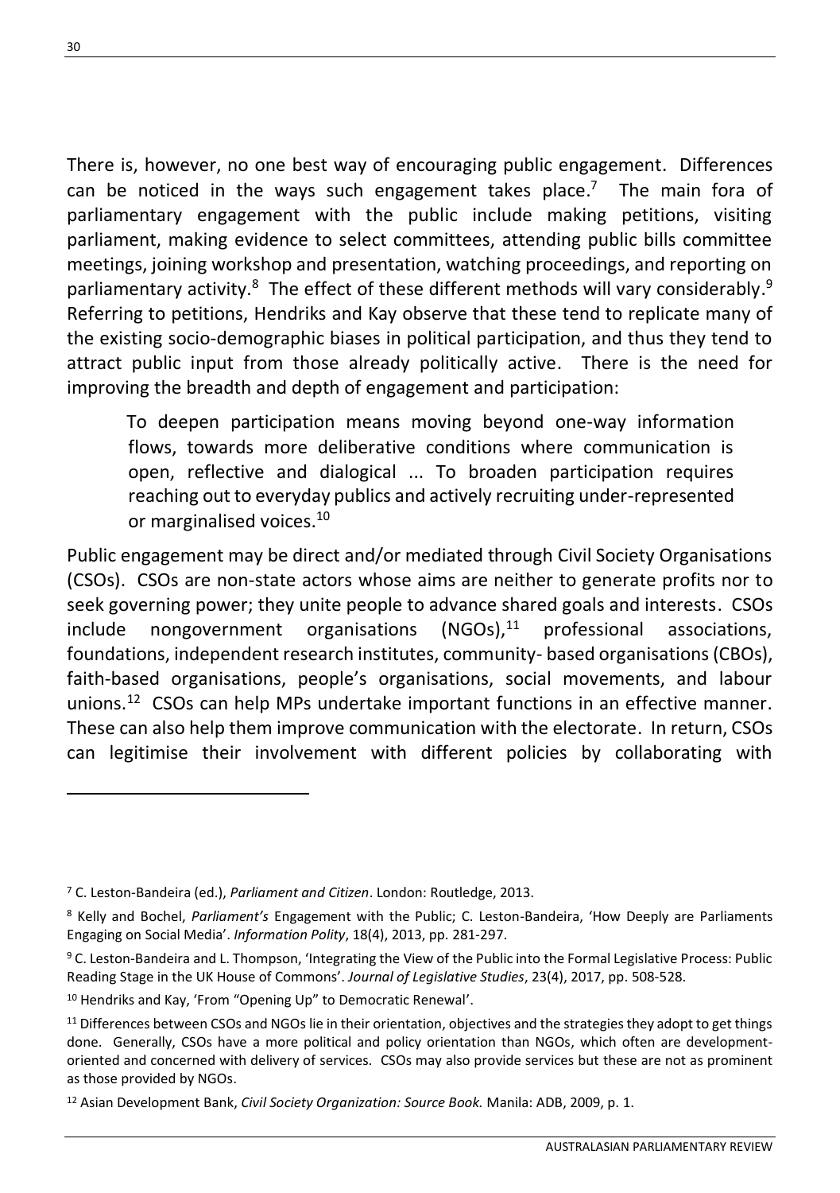There is, however, no one best way of encouraging public engagement. Differences can be noticed in the ways such engagement takes place.[7] The main fora of parliamentary engagement with the public include making petitions, visiting parliament, making evidence to select committees, attending public bills committee meetings, joining workshop and presentation, watching proceedings, and reporting on parliamentary activity.[8] The effect of these different methods will vary considerably.[9] Referring to petitions, Hendriks and Kay observe that these tend to replicate many of the existing socio-demographic biases in political participation, and thus they tend to attract public input from those already politically active. There is the need for improving the breadth and depth of engagement and participation:

> To deepen participation means moving beyond one-way information flows, towards more deliberative conditions where communication is open, reflective and dialogical ... To broaden participation requires reaching out to everyday publics and actively recruiting under-represented or marginalised voices.[10]

Public engagement may be direct and/or mediated through Civil Society Organisations (CSOs). CSOs are non-state actors whose aims are neither to generate profits nor to seek governing power; they unite people to advance shared goals and interests. CSOs include nongovernment organisations (NGOs),[11] professional associations, foundations, independent research institutes, community- based organisations (CBOs), faith-based organisations, people's organisations, social movements, and labour unions.[12] CSOs can help MPs undertake important functions in an effective manner. These can also help them improve communication with the electorate. In return, CSOs can legitimise their involvement with different policies by collaborating with

---

[7] C. Leston-Bandeira (ed.), *Parliament and Citizen*. London: Routledge, 2013.

[8] Kelly and Bochel, *Parliament's* Engagement with the Public; C. Leston-Bandeira, 'How Deeply are Parliaments Engaging on Social Media'. *Information Polity*, 18(4), 2013, pp. 281-297.

[9] C. Leston-Bandeira and L. Thompson, 'Integrating the View of the Public into the Formal Legislative Process: Public Reading Stage in the UK House of Commons'. *Journal of Legislative Studies*, 23(4), 2017, pp. 508-528.

[10] Hendriks and Kay, 'From "Opening Up" to Democratic Renewal'.

[11] Differences between CSOs and NGOs lie in their orientation, objectives and the strategies they adopt to get things done. Generally, CSOs have a more political and policy orientation than NGOs, which often are development-oriented and concerned with delivery of services. CSOs may also provide services but these are not as prominent as those provided by NGOs.

[12] Asian Development Bank, *Civil Society Organization: Source Book.* Manila: ADB, 2009, p. 1.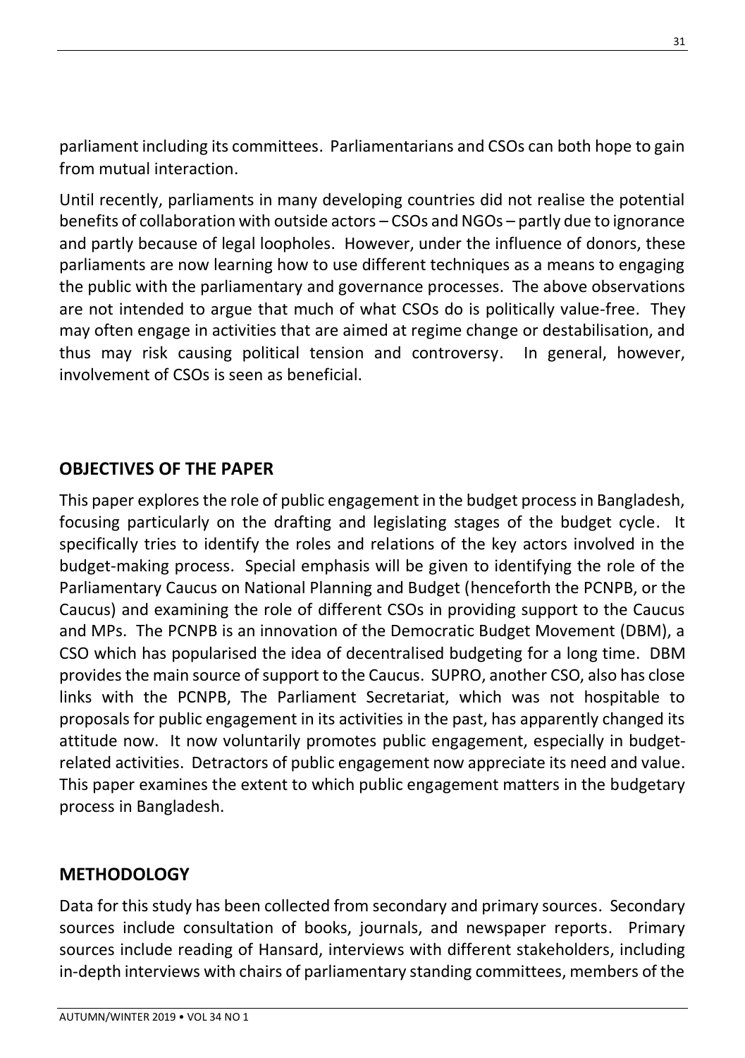parliament including its committees. Parliamentarians and CSOs can both hope to gain from mutual interaction.

Until recently, parliaments in many developing countries did not realise the potential benefits of collaboration with outside actors – CSOs and NGOs – partly due to ignorance and partly because of legal loopholes. However, under the influence of donors, these parliaments are now learning how to use different techniques as a means to engaging the public with the parliamentary and governance processes. The above observations are not intended to argue that much of what CSOs do is politically value-free. They may often engage in activities that are aimed at regime change or destabilisation, and thus may risk causing political tension and controversy. In general, however, involvement of CSOs is seen as beneficial.

## OBJECTIVES OF THE PAPER

This paper explores the role of public engagement in the budget process in Bangladesh, focusing particularly on the drafting and legislating stages of the budget cycle. It specifically tries to identify the roles and relations of the key actors involved in the budget-making process. Special emphasis will be given to identifying the role of the Parliamentary Caucus on National Planning and Budget (henceforth the PCNPB, or the Caucus) and examining the role of different CSOs in providing support to the Caucus and MPs. The PCNPB is an innovation of the Democratic Budget Movement (DBM), a CSO which has popularised the idea of decentralised budgeting for a long time. DBM provides the main source of support to the Caucus. SUPRO, another CSO, also has close links with the PCNPB, The Parliament Secretariat, which was not hospitable to proposals for public engagement in its activities in the past, has apparently changed its attitude now. It now voluntarily promotes public engagement, especially in budget-related activities. Detractors of public engagement now appreciate its need and value. This paper examines the extent to which public engagement matters in the budgetary process in Bangladesh.

## METHODOLOGY

Data for this study has been collected from secondary and primary sources. Secondary sources include consultation of books, journals, and newspaper reports. Primary sources include reading of Hansard, interviews with different stakeholders, including in-depth interviews with chairs of parliamentary standing committees, members of the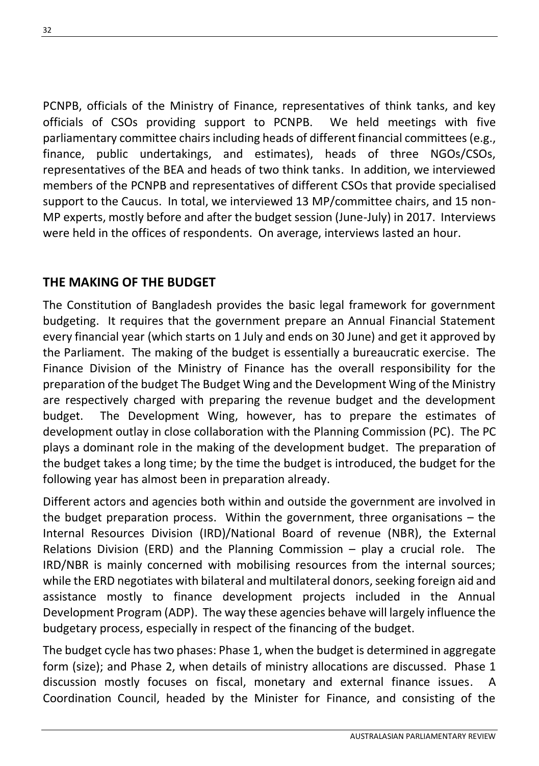PCNPB, officials of the Ministry of Finance, representatives of think tanks, and key officials of CSOs providing support to PCNPB. We held meetings with five parliamentary committee chairs including heads of different financial committees (e.g., finance, public undertakings, and estimates), heads of three NGOs/CSOs, representatives of the BEA and heads of two think tanks. In addition, we interviewed members of the PCNPB and representatives of different CSOs that provide specialised support to the Caucus. In total, we interviewed 13 MP/committee chairs, and 15 non-MP experts, mostly before and after the budget session (June-July) in 2017. Interviews were held in the offices of respondents. On average, interviews lasted an hour.

## THE MAKING OF THE BUDGET

The Constitution of Bangladesh provides the basic legal framework for government budgeting. It requires that the government prepare an Annual Financial Statement every financial year (which starts on 1 July and ends on 30 June) and get it approved by the Parliament. The making of the budget is essentially a bureaucratic exercise. The Finance Division of the Ministry of Finance has the overall responsibility for the preparation of the budget The Budget Wing and the Development Wing of the Ministry are respectively charged with preparing the revenue budget and the development budget. The Development Wing, however, has to prepare the estimates of development outlay in close collaboration with the Planning Commission (PC). The PC plays a dominant role in the making of the development budget. The preparation of the budget takes a long time; by the time the budget is introduced, the budget for the following year has almost been in preparation already.

Different actors and agencies both within and outside the government are involved in the budget preparation process. Within the government, three organisations – the Internal Resources Division (IRD)/National Board of revenue (NBR), the External Relations Division (ERD) and the Planning Commission – play a crucial role. The IRD/NBR is mainly concerned with mobilising resources from the internal sources; while the ERD negotiates with bilateral and multilateral donors, seeking foreign aid and assistance mostly to finance development projects included in the Annual Development Program (ADP). The way these agencies behave will largely influence the budgetary process, especially in respect of the financing of the budget.

The budget cycle has two phases: Phase 1, when the budget is determined in aggregate form (size); and Phase 2, when details of ministry allocations are discussed. Phase 1 discussion mostly focuses on fiscal, monetary and external finance issues. A Coordination Council, headed by the Minister for Finance, and consisting of the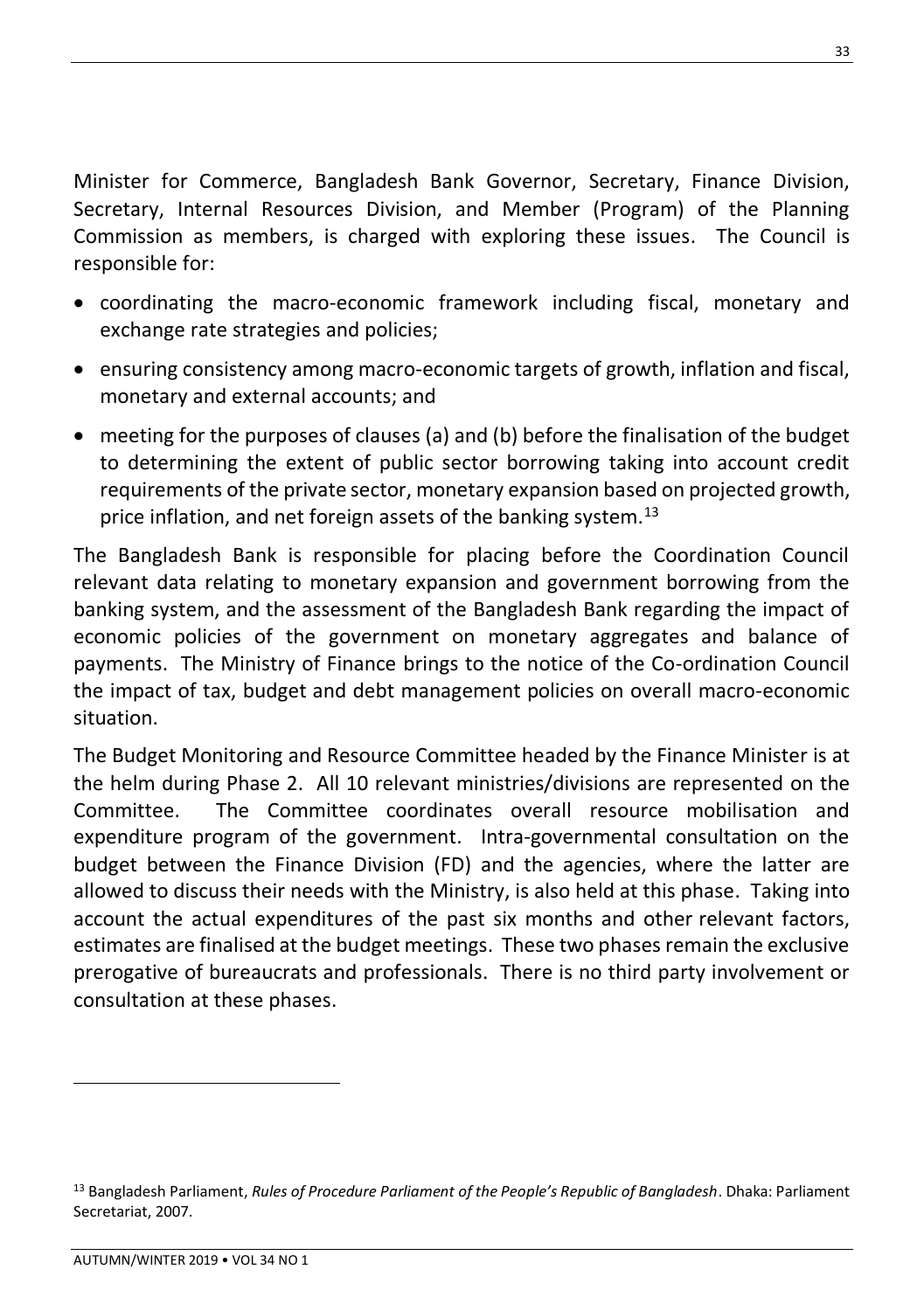Minister for Commerce, Bangladesh Bank Governor, Secretary, Finance Division, Secretary, Internal Resources Division, and Member (Program) of the Planning Commission as members, is charged with exploring these issues. The Council is responsible for:

- coordinating the macro-economic framework including fiscal, monetary and exchange rate strategies and policies;
- ensuring consistency among macro-economic targets of growth, inflation and fiscal, monetary and external accounts; and
- meeting for the purposes of clauses (a) and (b) before the finalisation of the budget to determining the extent of public sector borrowing taking into account credit requirements of the private sector, monetary expansion based on projected growth, price inflation, and net foreign assets of the banking system.[13]

The Bangladesh Bank is responsible for placing before the Coordination Council relevant data relating to monetary expansion and government borrowing from the banking system, and the assessment of the Bangladesh Bank regarding the impact of economic policies of the government on monetary aggregates and balance of payments. The Ministry of Finance brings to the notice of the Co-ordination Council the impact of tax, budget and debt management policies on overall macro-economic situation.

The Budget Monitoring and Resource Committee headed by the Finance Minister is at the helm during Phase 2. All 10 relevant ministries/divisions are represented on the Committee. The Committee coordinates overall resource mobilisation and expenditure program of the government. Intra-governmental consultation on the budget between the Finance Division (FD) and the agencies, where the latter are allowed to discuss their needs with the Ministry, is also held at this phase. Taking into account the actual expenditures of the past six months and other relevant factors, estimates are finalised at the budget meetings. These two phases remain the exclusive prerogative of bureaucrats and professionals. There is no third party involvement or consultation at these phases.

---

[13] Bangladesh Parliament, *Rules of Procedure Parliament of the People's Republic of Bangladesh*. Dhaka: Parliament Secretariat, 2007.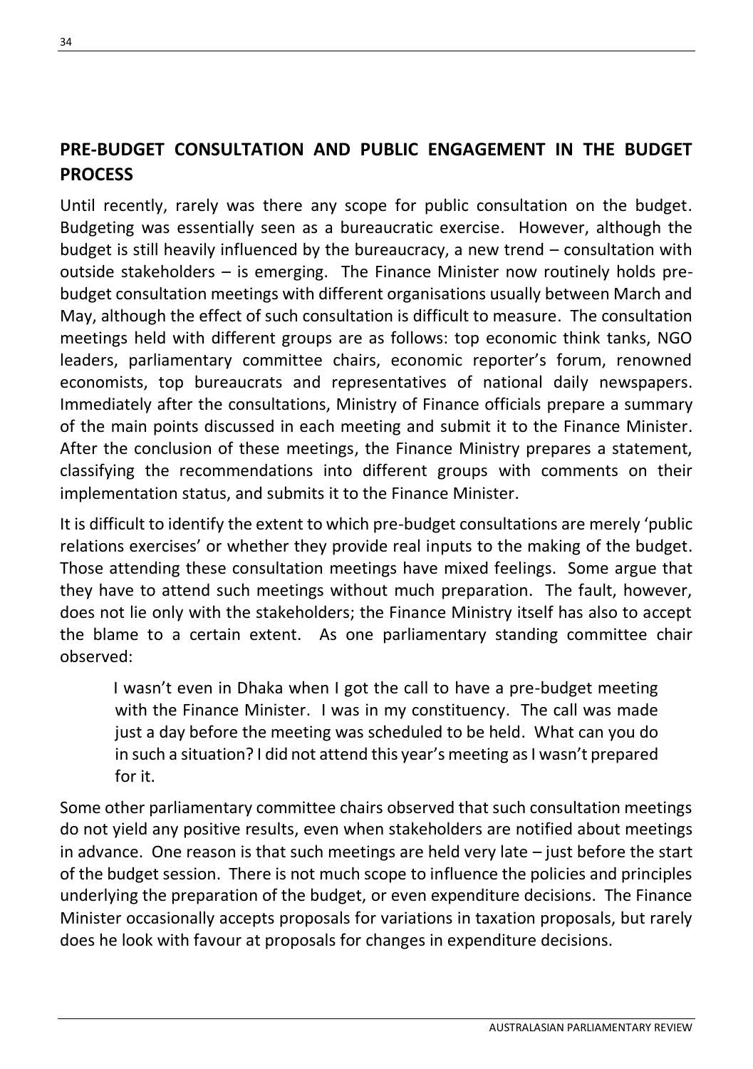## PRE-BUDGET CONSULTATION AND PUBLIC ENGAGEMENT IN THE BUDGET PROCESS

Until recently, rarely was there any scope for public consultation on the budget. Budgeting was essentially seen as a bureaucratic exercise. However, although the budget is still heavily influenced by the bureaucracy, a new trend – consultation with outside stakeholders – is emerging. The Finance Minister now routinely holds pre-budget consultation meetings with different organisations usually between March and May, although the effect of such consultation is difficult to measure. The consultation meetings held with different groups are as follows: top economic think tanks, NGO leaders, parliamentary committee chairs, economic reporter's forum, renowned economists, top bureaucrats and representatives of national daily newspapers. Immediately after the consultations, Ministry of Finance officials prepare a summary of the main points discussed in each meeting and submit it to the Finance Minister. After the conclusion of these meetings, the Finance Ministry prepares a statement, classifying the recommendations into different groups with comments on their implementation status, and submits it to the Finance Minister.

It is difficult to identify the extent to which pre-budget consultations are merely 'public relations exercises' or whether they provide real inputs to the making of the budget. Those attending these consultation meetings have mixed feelings. Some argue that they have to attend such meetings without much preparation. The fault, however, does not lie only with the stakeholders; the Finance Ministry itself has also to accept the blame to a certain extent. As one parliamentary standing committee chair observed:

> I wasn't even in Dhaka when I got the call to have a pre-budget meeting with the Finance Minister. I was in my constituency. The call was made just a day before the meeting was scheduled to be held. What can you do in such a situation? I did not attend this year's meeting as I wasn't prepared for it.

Some other parliamentary committee chairs observed that such consultation meetings do not yield any positive results, even when stakeholders are notified about meetings in advance. One reason is that such meetings are held very late – just before the start of the budget session. There is not much scope to influence the policies and principles underlying the preparation of the budget, or even expenditure decisions. The Finance Minister occasionally accepts proposals for variations in taxation proposals, but rarely does he look with favour at proposals for changes in expenditure decisions.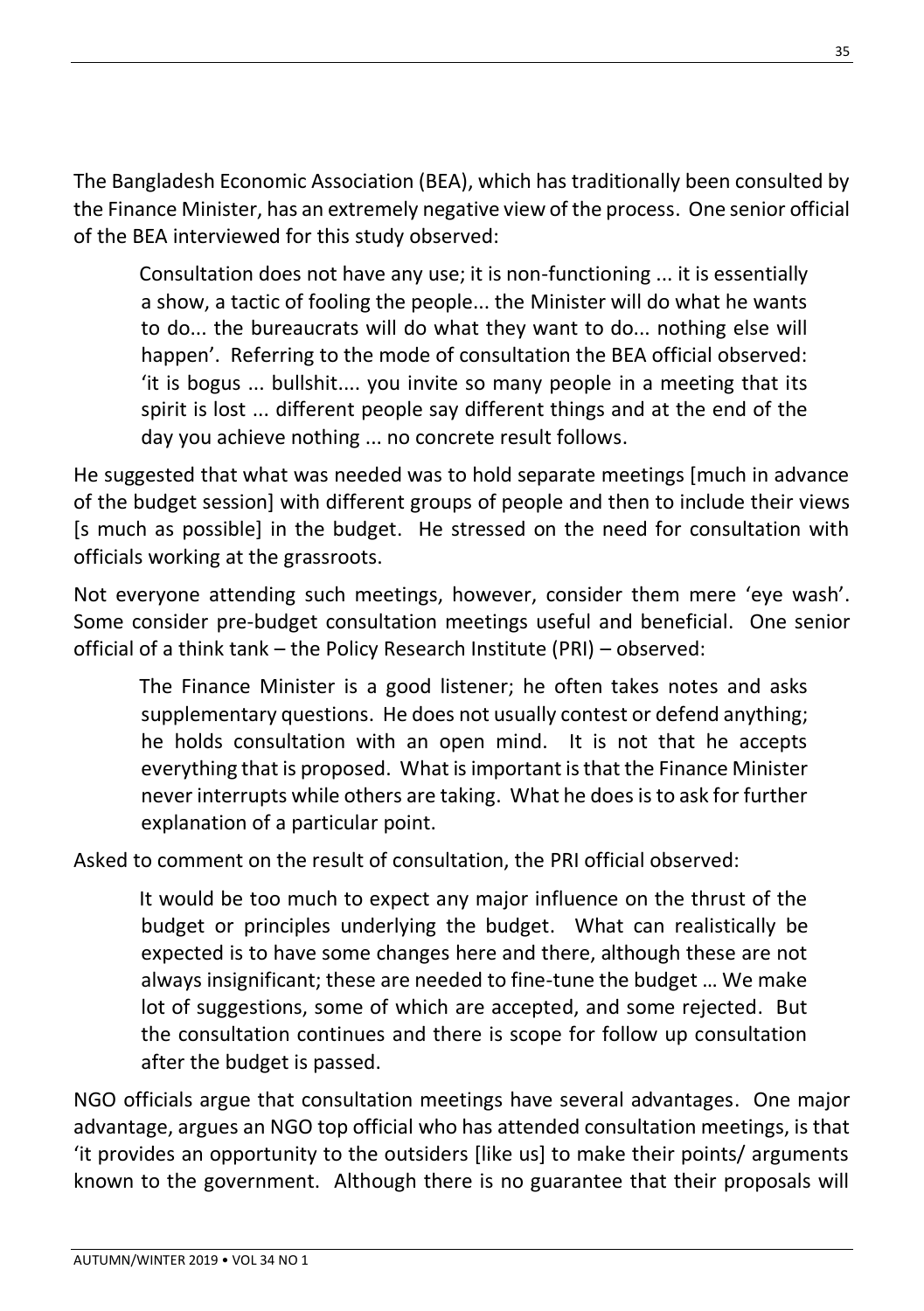The Bangladesh Economic Association (BEA), which has traditionally been consulted by the Finance Minister, has an extremely negative view of the process. One senior official of the BEA interviewed for this study observed:

> Consultation does not have any use; it is non-functioning ... it is essentially a show, a tactic of fooling the people... the Minister will do what he wants to do... the bureaucrats will do what they want to do... nothing else will happen'. Referring to the mode of consultation the BEA official observed: 'it is bogus ... bullshit.... you invite so many people in a meeting that its spirit is lost ... different people say different things and at the end of the day you achieve nothing ... no concrete result follows.

He suggested that what was needed was to hold separate meetings [much in advance of the budget session] with different groups of people and then to include their views [s much as possible] in the budget. He stressed on the need for consultation with officials working at the grassroots.

Not everyone attending such meetings, however, consider them mere 'eye wash'. Some consider pre-budget consultation meetings useful and beneficial. One senior official of a think tank – the Policy Research Institute (PRI) – observed:

> The Finance Minister is a good listener; he often takes notes and asks supplementary questions. He does not usually contest or defend anything; he holds consultation with an open mind. It is not that he accepts everything that is proposed. What is important is that the Finance Minister never interrupts while others are taking. What he does is to ask for further explanation of a particular point.

Asked to comment on the result of consultation, the PRI official observed:

> It would be too much to expect any major influence on the thrust of the budget or principles underlying the budget. What can realistically be expected is to have some changes here and there, although these are not always insignificant; these are needed to fine-tune the budget … We make lot of suggestions, some of which are accepted, and some rejected. But the consultation continues and there is scope for follow up consultation after the budget is passed.

NGO officials argue that consultation meetings have several advantages. One major advantage, argues an NGO top official who has attended consultation meetings, is that 'it provides an opportunity to the outsiders [like us] to make their points/ arguments known to the government. Although there is no guarantee that their proposals will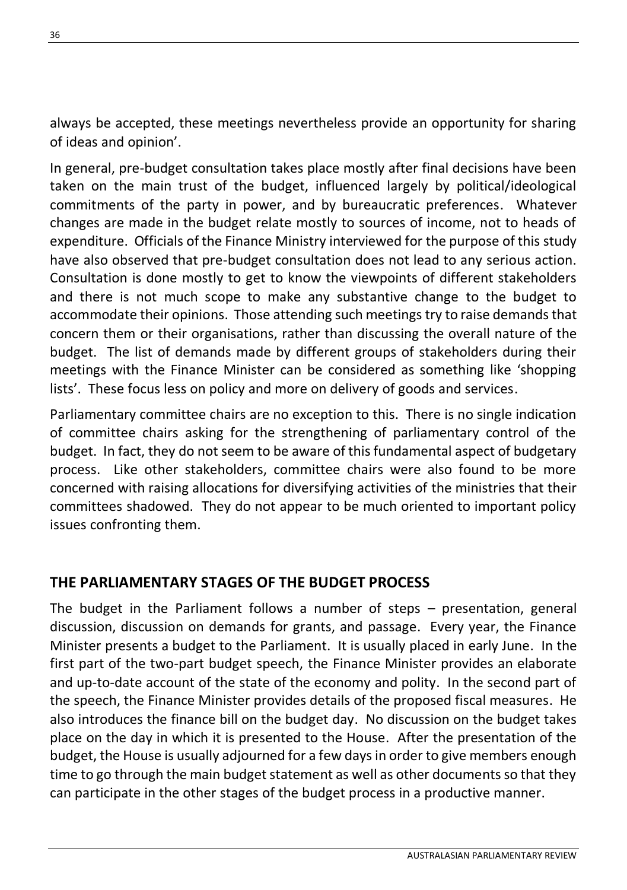always be accepted, these meetings nevertheless provide an opportunity for sharing of ideas and opinion'.

In general, pre-budget consultation takes place mostly after final decisions have been taken on the main trust of the budget, influenced largely by political/ideological commitments of the party in power, and by bureaucratic preferences. Whatever changes are made in the budget relate mostly to sources of income, not to heads of expenditure. Officials of the Finance Ministry interviewed for the purpose of this study have also observed that pre-budget consultation does not lead to any serious action. Consultation is done mostly to get to know the viewpoints of different stakeholders and there is not much scope to make any substantive change to the budget to accommodate their opinions. Those attending such meetings try to raise demands that concern them or their organisations, rather than discussing the overall nature of the budget. The list of demands made by different groups of stakeholders during their meetings with the Finance Minister can be considered as something like 'shopping lists'. These focus less on policy and more on delivery of goods and services.

Parliamentary committee chairs are no exception to this. There is no single indication of committee chairs asking for the strengthening of parliamentary control of the budget. In fact, they do not seem to be aware of this fundamental aspect of budgetary process. Like other stakeholders, committee chairs were also found to be more concerned with raising allocations for diversifying activities of the ministries that their committees shadowed. They do not appear to be much oriented to important policy issues confronting them.

## THE PARLIAMENTARY STAGES OF THE BUDGET PROCESS

The budget in the Parliament follows a number of steps – presentation, general discussion, discussion on demands for grants, and passage. Every year, the Finance Minister presents a budget to the Parliament. It is usually placed in early June. In the first part of the two-part budget speech, the Finance Minister provides an elaborate and up-to-date account of the state of the economy and polity. In the second part of the speech, the Finance Minister provides details of the proposed fiscal measures. He also introduces the finance bill on the budget day. No discussion on the budget takes place on the day in which it is presented to the House. After the presentation of the budget, the House is usually adjourned for a few days in order to give members enough time to go through the main budget statement as well as other documents so that they can participate in the other stages of the budget process in a productive manner.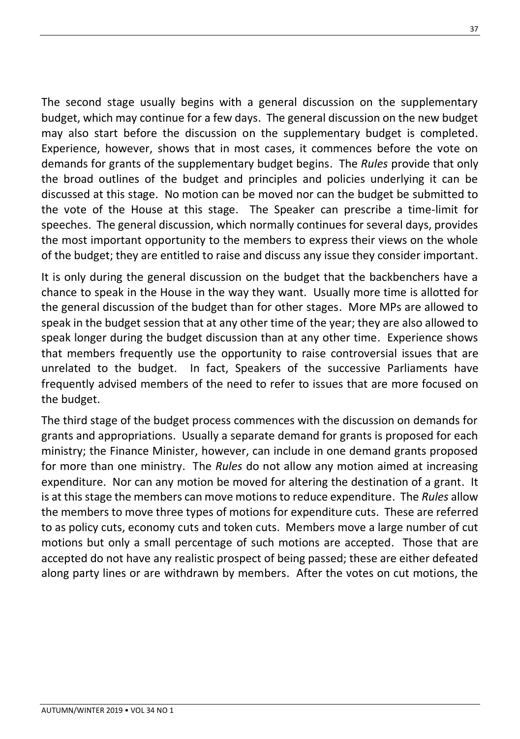The second stage usually begins with a general discussion on the supplementary budget, which may continue for a few days. The general discussion on the new budget may also start before the discussion on the supplementary budget is completed. Experience, however, shows that in most cases, it commences before the vote on demands for grants of the supplementary budget begins. The *Rules* provide that only the broad outlines of the budget and principles and policies underlying it can be discussed at this stage. No motion can be moved nor can the budget be submitted to the vote of the House at this stage. The Speaker can prescribe a time-limit for speeches. The general discussion, which normally continues for several days, provides the most important opportunity to the members to express their views on the whole of the budget; they are entitled to raise and discuss any issue they consider important.

It is only during the general discussion on the budget that the backbenchers have a chance to speak in the House in the way they want. Usually more time is allotted for the general discussion of the budget than for other stages. More MPs are allowed to speak in the budget session that at any other time of the year; they are also allowed to speak longer during the budget discussion than at any other time. Experience shows that members frequently use the opportunity to raise controversial issues that are unrelated to the budget. In fact, Speakers of the successive Parliaments have frequently advised members of the need to refer to issues that are more focused on the budget.

The third stage of the budget process commences with the discussion on demands for grants and appropriations. Usually a separate demand for grants is proposed for each ministry; the Finance Minister, however, can include in one demand grants proposed for more than one ministry. The *Rules* do not allow any motion aimed at increasing expenditure. Nor can any motion be moved for altering the destination of a grant. It is at this stage the members can move motions to reduce expenditure. The *Rules* allow the members to move three types of motions for expenditure cuts. These are referred to as policy cuts, economy cuts and token cuts. Members move a large number of cut motions but only a small percentage of such motions are accepted. Those that are accepted do not have any realistic prospect of being passed; these are either defeated along party lines or are withdrawn by members. After the votes on cut motions, the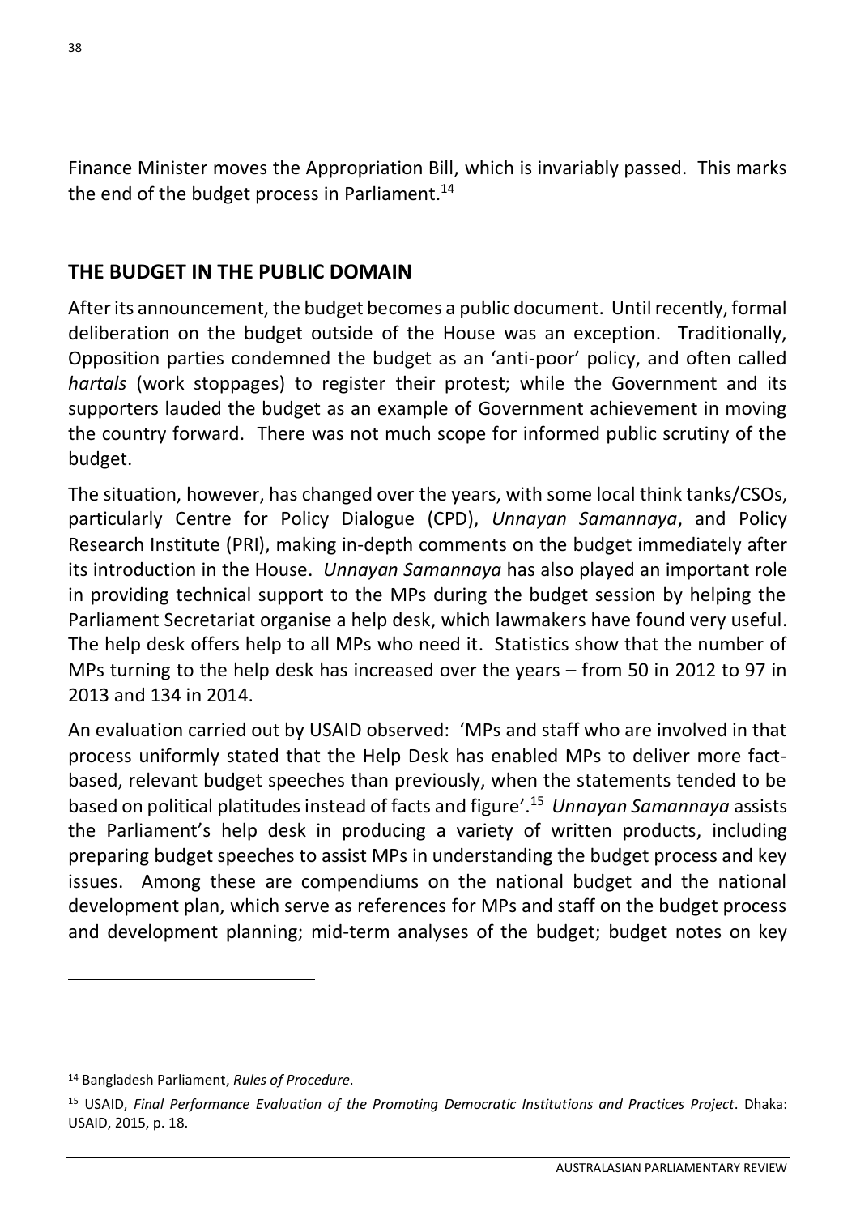Finance Minister moves the Appropriation Bill, which is invariably passed. This marks the end of the budget process in Parliament.[14]

## THE BUDGET IN THE PUBLIC DOMAIN

After its announcement, the budget becomes a public document. Until recently, formal deliberation on the budget outside of the House was an exception. Traditionally, Opposition parties condemned the budget as an 'anti-poor' policy, and often called *hartals* (work stoppages) to register their protest; while the Government and its supporters lauded the budget as an example of Government achievement in moving the country forward. There was not much scope for informed public scrutiny of the budget.

The situation, however, has changed over the years, with some local think tanks/CSOs, particularly Centre for Policy Dialogue (CPD), *Unnayan Samannaya*, and Policy Research Institute (PRI), making in-depth comments on the budget immediately after its introduction in the House. *Unnayan Samannaya* has also played an important role in providing technical support to the MPs during the budget session by helping the Parliament Secretariat organise a help desk, which lawmakers have found very useful. The help desk offers help to all MPs who need it. Statistics show that the number of MPs turning to the help desk has increased over the years – from 50 in 2012 to 97 in 2013 and 134 in 2014.

An evaluation carried out by USAID observed: 'MPs and staff who are involved in that process uniformly stated that the Help Desk has enabled MPs to deliver more fact-based, relevant budget speeches than previously, when the statements tended to be based on political platitudes instead of facts and figure'.[15] *Unnayan Samannaya* assists the Parliament's help desk in producing a variety of written products, including preparing budget speeches to assist MPs in understanding the budget process and key issues. Among these are compendiums on the national budget and the national development plan, which serve as references for MPs and staff on the budget process and development planning; mid-term analyses of the budget; budget notes on key

---

[14] Bangladesh Parliament, *Rules of Procedure*.

[15] USAID, *Final Performance Evaluation of the Promoting Democratic Institutions and Practices Project*. Dhaka: USAID, 2015, p. 18.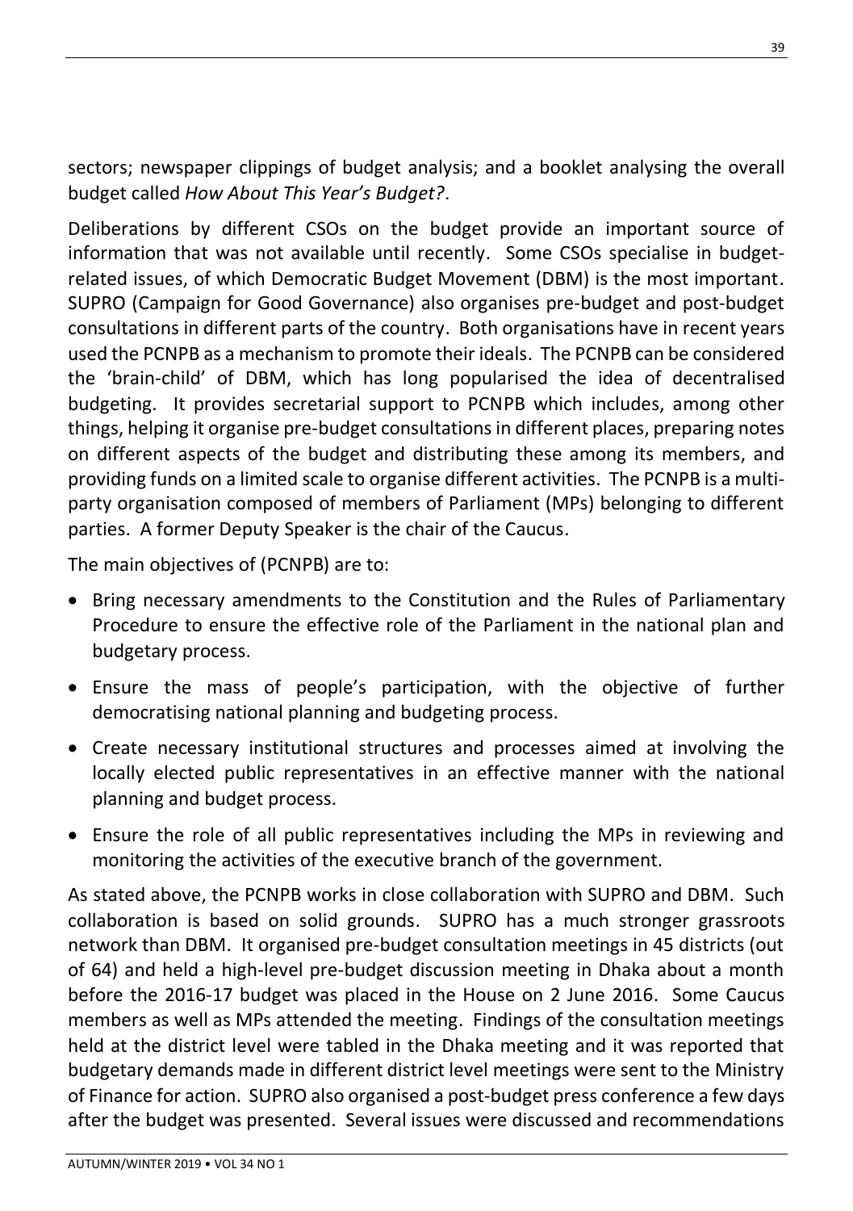sectors; newspaper clippings of budget analysis; and a booklet analysing the overall budget called *How About This Year's Budget?*.

Deliberations by different CSOs on the budget provide an important source of information that was not available until recently. Some CSOs specialise in budget-related issues, of which Democratic Budget Movement (DBM) is the most important. SUPRO (Campaign for Good Governance) also organises pre-budget and post-budget consultations in different parts of the country. Both organisations have in recent years used the PCNPB as a mechanism to promote their ideals. The PCNPB can be considered the 'brain-child' of DBM, which has long popularised the idea of decentralised budgeting. It provides secretarial support to PCNPB which includes, among other things, helping it organise pre-budget consultations in different places, preparing notes on different aspects of the budget and distributing these among its members, and providing funds on a limited scale to organise different activities. The PCNPB is a multi-party organisation composed of members of Parliament (MPs) belonging to different parties. A former Deputy Speaker is the chair of the Caucus.

The main objectives of (PCNPB) are to:

- Bring necessary amendments to the Constitution and the Rules of Parliamentary Procedure to ensure the effective role of the Parliament in the national plan and budgetary process.
- Ensure the mass of people's participation, with the objective of further democratising national planning and budgeting process.
- Create necessary institutional structures and processes aimed at involving the locally elected public representatives in an effective manner with the national planning and budget process.
- Ensure the role of all public representatives including the MPs in reviewing and monitoring the activities of the executive branch of the government.

As stated above, the PCNPB works in close collaboration with SUPRO and DBM. Such collaboration is based on solid grounds. SUPRO has a much stronger grassroots network than DBM. It organised pre-budget consultation meetings in 45 districts (out of 64) and held a high-level pre-budget discussion meeting in Dhaka about a month before the 2016-17 budget was placed in the House on 2 June 2016. Some Caucus members as well as MPs attended the meeting. Findings of the consultation meetings held at the district level were tabled in the Dhaka meeting and it was reported that budgetary demands made in different district level meetings were sent to the Ministry of Finance for action. SUPRO also organised a post-budget press conference a few days after the budget was presented. Several issues were discussed and recommendations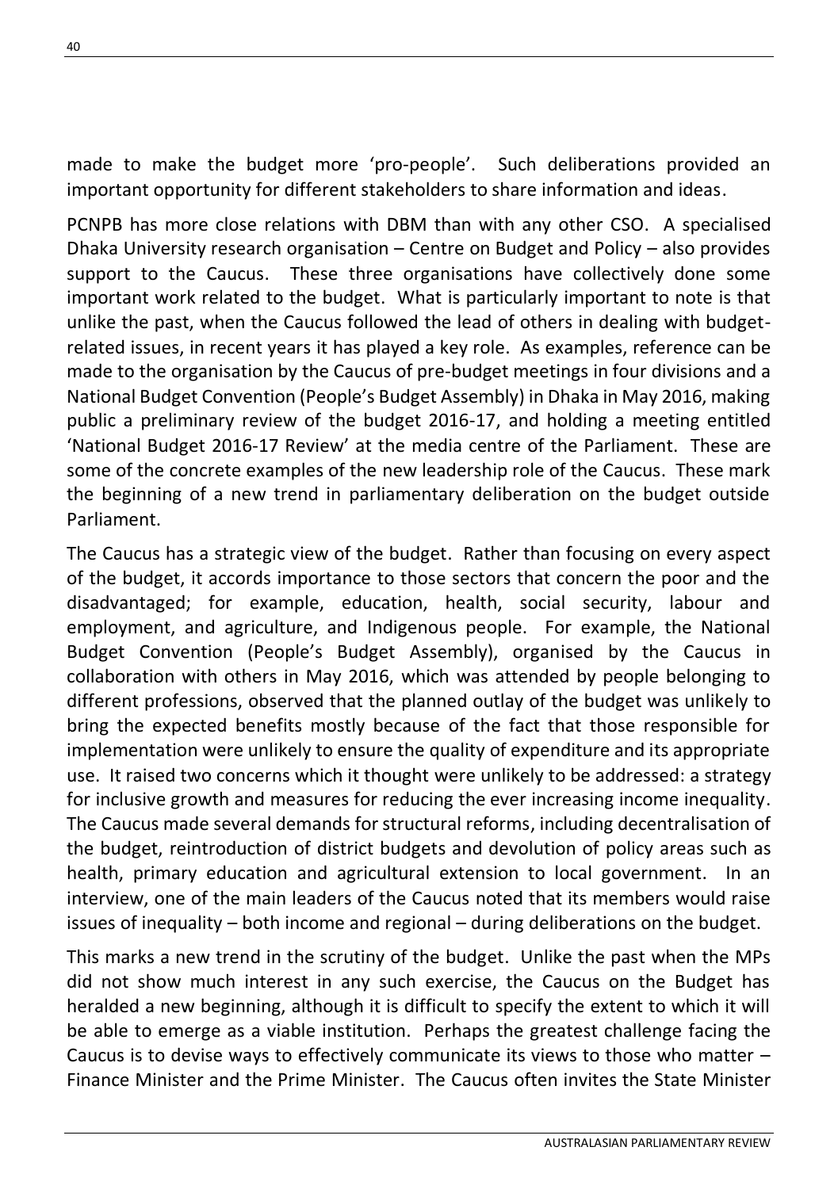made to make the budget more 'pro-people'. Such deliberations provided an important opportunity for different stakeholders to share information and ideas.

PCNPB has more close relations with DBM than with any other CSO. A specialised Dhaka University research organisation – Centre on Budget and Policy – also provides support to the Caucus. These three organisations have collectively done some important work related to the budget. What is particularly important to note is that unlike the past, when the Caucus followed the lead of others in dealing with budget-related issues, in recent years it has played a key role. As examples, reference can be made to the organisation by the Caucus of pre-budget meetings in four divisions and a National Budget Convention (People's Budget Assembly) in Dhaka in May 2016, making public a preliminary review of the budget 2016-17, and holding a meeting entitled 'National Budget 2016-17 Review' at the media centre of the Parliament. These are some of the concrete examples of the new leadership role of the Caucus. These mark the beginning of a new trend in parliamentary deliberation on the budget outside Parliament.

The Caucus has a strategic view of the budget. Rather than focusing on every aspect of the budget, it accords importance to those sectors that concern the poor and the disadvantaged; for example, education, health, social security, labour and employment, and agriculture, and Indigenous people. For example, the National Budget Convention (People's Budget Assembly), organised by the Caucus in collaboration with others in May 2016, which was attended by people belonging to different professions, observed that the planned outlay of the budget was unlikely to bring the expected benefits mostly because of the fact that those responsible for implementation were unlikely to ensure the quality of expenditure and its appropriate use. It raised two concerns which it thought were unlikely to be addressed: a strategy for inclusive growth and measures for reducing the ever increasing income inequality. The Caucus made several demands for structural reforms, including decentralisation of the budget, reintroduction of district budgets and devolution of policy areas such as health, primary education and agricultural extension to local government. In an interview, one of the main leaders of the Caucus noted that its members would raise issues of inequality – both income and regional – during deliberations on the budget.

This marks a new trend in the scrutiny of the budget. Unlike the past when the MPs did not show much interest in any such exercise, the Caucus on the Budget has heralded a new beginning, although it is difficult to specify the extent to which it will be able to emerge as a viable institution. Perhaps the greatest challenge facing the Caucus is to devise ways to effectively communicate its views to those who matter – Finance Minister and the Prime Minister. The Caucus often invites the State Minister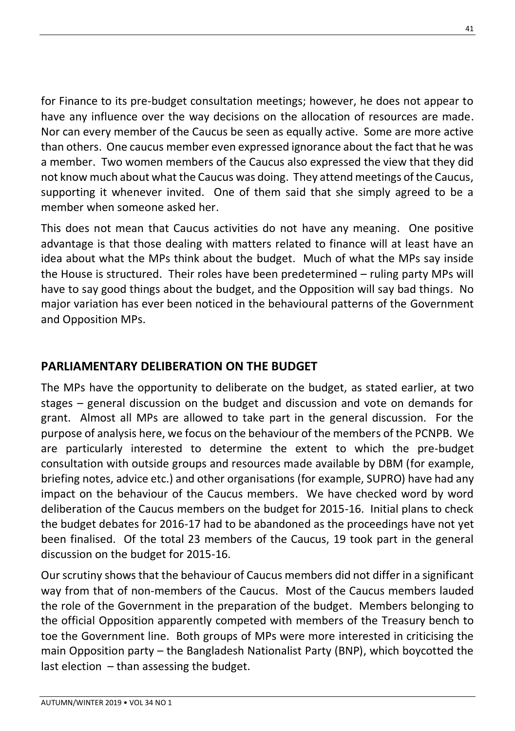for Finance to its pre-budget consultation meetings; however, he does not appear to have any influence over the way decisions on the allocation of resources are made. Nor can every member of the Caucus be seen as equally active. Some are more active than others. One caucus member even expressed ignorance about the fact that he was a member. Two women members of the Caucus also expressed the view that they did not know much about what the Caucus was doing. They attend meetings of the Caucus, supporting it whenever invited. One of them said that she simply agreed to be a member when someone asked her.

This does not mean that Caucus activities do not have any meaning. One positive advantage is that those dealing with matters related to finance will at least have an idea about what the MPs think about the budget. Much of what the MPs say inside the House is structured. Their roles have been predetermined – ruling party MPs will have to say good things about the budget, and the Opposition will say bad things. No major variation has ever been noticed in the behavioural patterns of the Government and Opposition MPs.

## PARLIAMENTARY DELIBERATION ON THE BUDGET

The MPs have the opportunity to deliberate on the budget, as stated earlier, at two stages – general discussion on the budget and discussion and vote on demands for grant. Almost all MPs are allowed to take part in the general discussion. For the purpose of analysis here, we focus on the behaviour of the members of the PCNPB. We are particularly interested to determine the extent to which the pre-budget consultation with outside groups and resources made available by DBM (for example, briefing notes, advice etc.) and other organisations (for example, SUPRO) have had any impact on the behaviour of the Caucus members. We have checked word by word deliberation of the Caucus members on the budget for 2015-16. Initial plans to check the budget debates for 2016-17 had to be abandoned as the proceedings have not yet been finalised. Of the total 23 members of the Caucus, 19 took part in the general discussion on the budget for 2015-16.

Our scrutiny shows that the behaviour of Caucus members did not differ in a significant way from that of non-members of the Caucus. Most of the Caucus members lauded the role of the Government in the preparation of the budget. Members belonging to the official Opposition apparently competed with members of the Treasury bench to toe the Government line. Both groups of MPs were more interested in criticising the main Opposition party – the Bangladesh Nationalist Party (BNP), which boycotted the last election – than assessing the budget.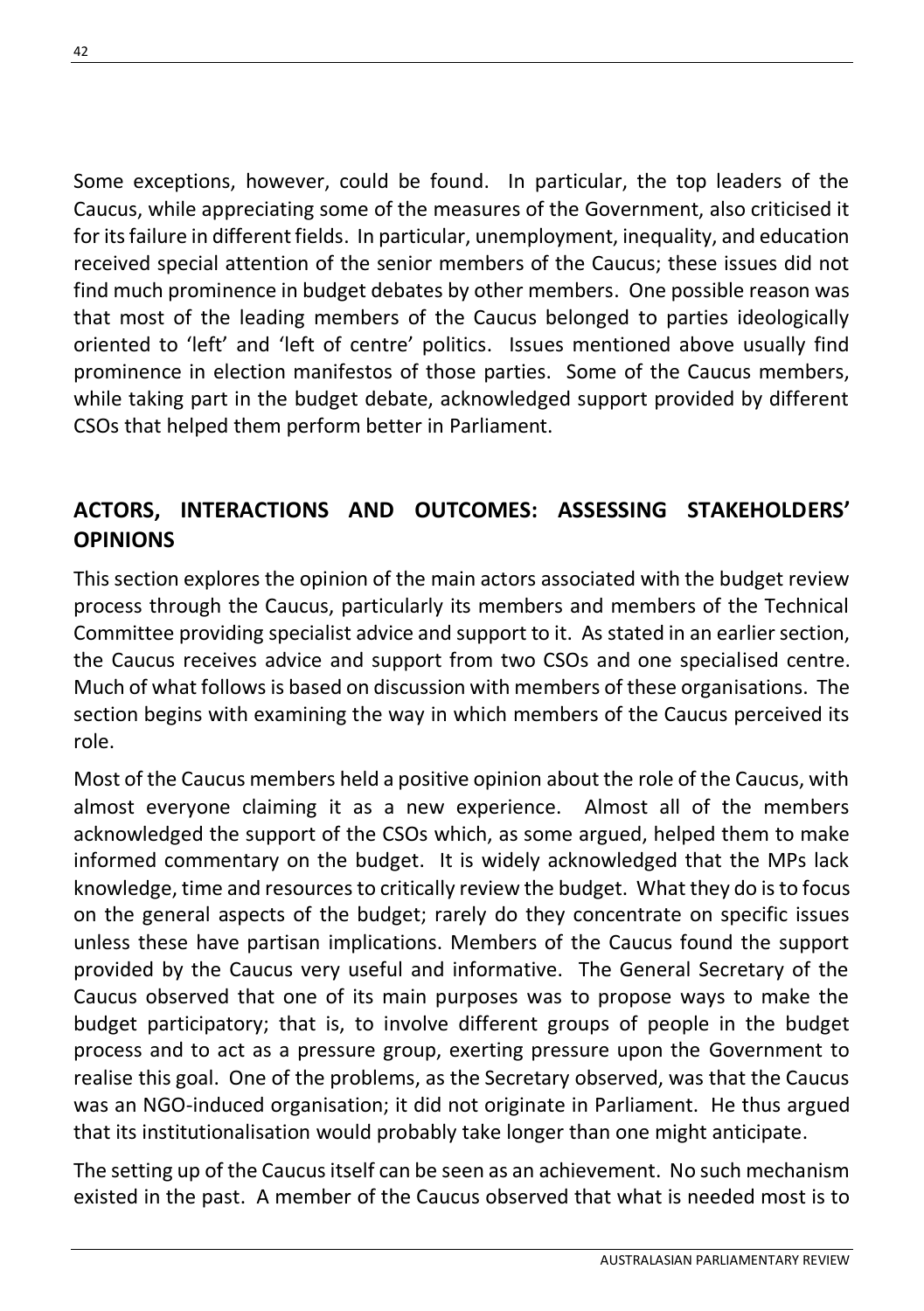Some exceptions, however, could be found. In particular, the top leaders of the Caucus, while appreciating some of the measures of the Government, also criticised it for its failure in different fields. In particular, unemployment, inequality, and education received special attention of the senior members of the Caucus; these issues did not find much prominence in budget debates by other members. One possible reason was that most of the leading members of the Caucus belonged to parties ideologically oriented to 'left' and 'left of centre' politics. Issues mentioned above usually find prominence in election manifestos of those parties. Some of the Caucus members, while taking part in the budget debate, acknowledged support provided by different CSOs that helped them perform better in Parliament.

## ACTORS, INTERACTIONS AND OUTCOMES: ASSESSING STAKEHOLDERS' OPINIONS

This section explores the opinion of the main actors associated with the budget review process through the Caucus, particularly its members and members of the Technical Committee providing specialist advice and support to it. As stated in an earlier section, the Caucus receives advice and support from two CSOs and one specialised centre. Much of what follows is based on discussion with members of these organisations. The section begins with examining the way in which members of the Caucus perceived its role.

Most of the Caucus members held a positive opinion about the role of the Caucus, with almost everyone claiming it as a new experience. Almost all of the members acknowledged the support of the CSOs which, as some argued, helped them to make informed commentary on the budget. It is widely acknowledged that the MPs lack knowledge, time and resources to critically review the budget. What they do is to focus on the general aspects of the budget; rarely do they concentrate on specific issues unless these have partisan implications. Members of the Caucus found the support provided by the Caucus very useful and informative. The General Secretary of the Caucus observed that one of its main purposes was to propose ways to make the budget participatory; that is, to involve different groups of people in the budget process and to act as a pressure group, exerting pressure upon the Government to realise this goal. One of the problems, as the Secretary observed, was that the Caucus was an NGO-induced organisation; it did not originate in Parliament. He thus argued that its institutionalisation would probably take longer than one might anticipate.

The setting up of the Caucus itself can be seen as an achievement. No such mechanism existed in the past. A member of the Caucus observed that what is needed most is to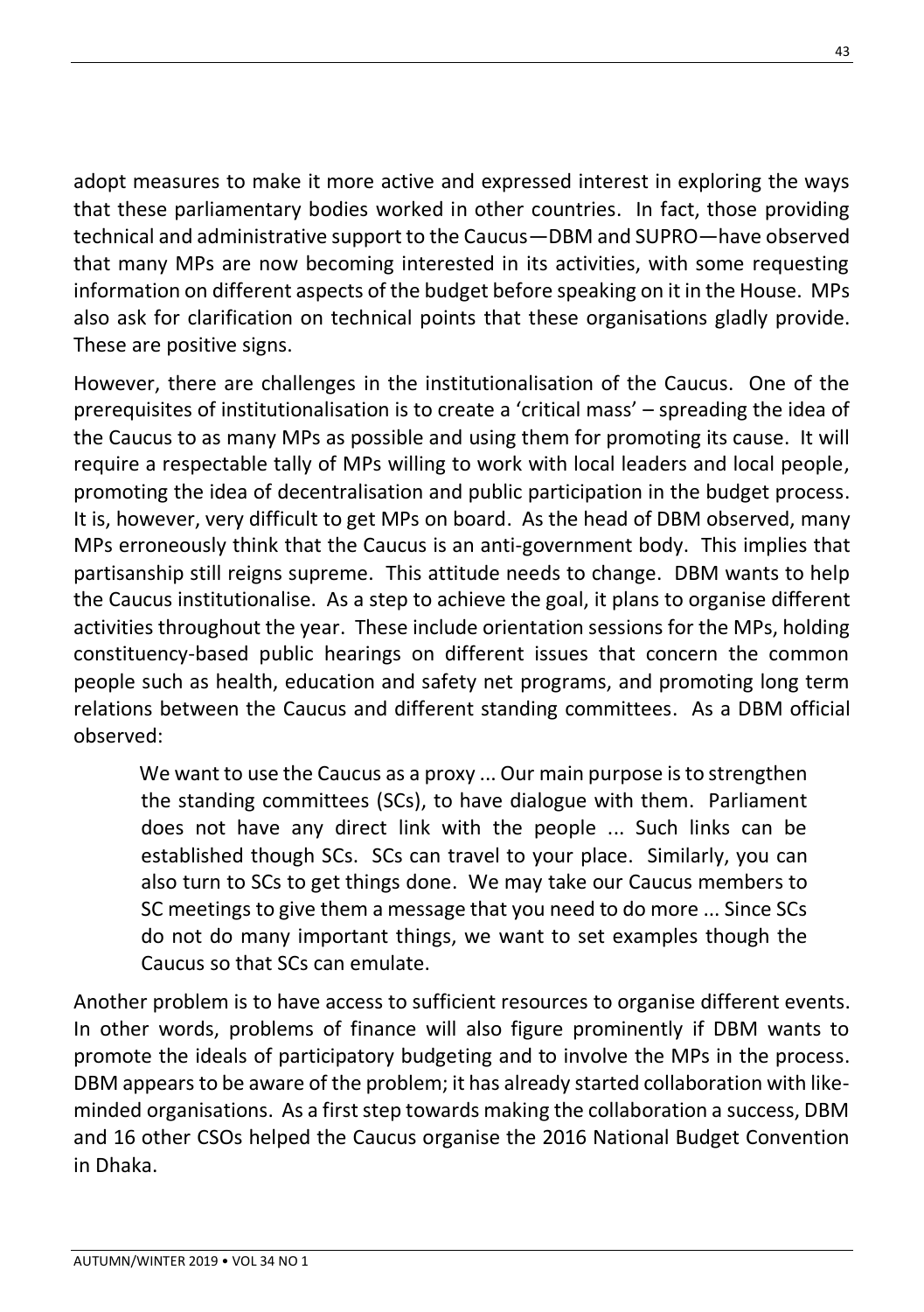adopt measures to make it more active and expressed interest in exploring the ways that these parliamentary bodies worked in other countries. In fact, those providing technical and administrative support to the Caucus—DBM and SUPRO—have observed that many MPs are now becoming interested in its activities, with some requesting information on different aspects of the budget before speaking on it in the House. MPs also ask for clarification on technical points that these organisations gladly provide. These are positive signs.

However, there are challenges in the institutionalisation of the Caucus. One of the prerequisites of institutionalisation is to create a 'critical mass' – spreading the idea of the Caucus to as many MPs as possible and using them for promoting its cause. It will require a respectable tally of MPs willing to work with local leaders and local people, promoting the idea of decentralisation and public participation in the budget process. It is, however, very difficult to get MPs on board. As the head of DBM observed, many MPs erroneously think that the Caucus is an anti-government body. This implies that partisanship still reigns supreme. This attitude needs to change. DBM wants to help the Caucus institutionalise. As a step to achieve the goal, it plans to organise different activities throughout the year. These include orientation sessions for the MPs, holding constituency-based public hearings on different issues that concern the common people such as health, education and safety net programs, and promoting long term relations between the Caucus and different standing committees. As a DBM official observed:

> We want to use the Caucus as a proxy ... Our main purpose is to strengthen the standing committees (SCs), to have dialogue with them. Parliament does not have any direct link with the people ... Such links can be established though SCs. SCs can travel to your place. Similarly, you can also turn to SCs to get things done. We may take our Caucus members to SC meetings to give them a message that you need to do more ... Since SCs do not do many important things, we want to set examples though the Caucus so that SCs can emulate.

Another problem is to have access to sufficient resources to organise different events. In other words, problems of finance will also figure prominently if DBM wants to promote the ideals of participatory budgeting and to involve the MPs in the process. DBM appears to be aware of the problem; it has already started collaboration with like-minded organisations. As a first step towards making the collaboration a success, DBM and 16 other CSOs helped the Caucus organise the 2016 National Budget Convention in Dhaka.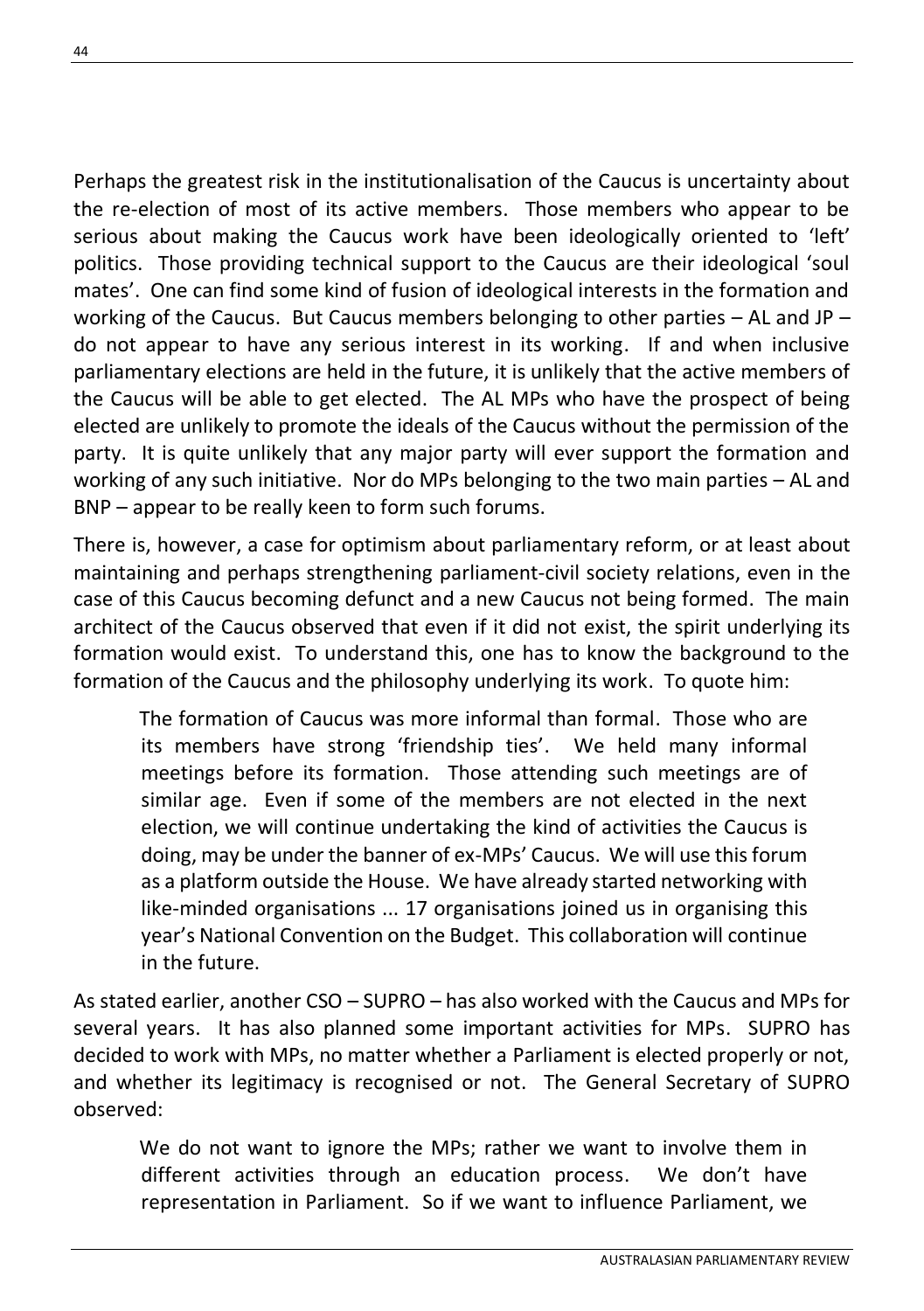Perhaps the greatest risk in the institutionalisation of the Caucus is uncertainty about the re-election of most of its active members. Those members who appear to be serious about making the Caucus work have been ideologically oriented to 'left' politics. Those providing technical support to the Caucus are their ideological 'soul mates'. One can find some kind of fusion of ideological interests in the formation and working of the Caucus. But Caucus members belonging to other parties – AL and JP – do not appear to have any serious interest in its working. If and when inclusive parliamentary elections are held in the future, it is unlikely that the active members of the Caucus will be able to get elected. The AL MPs who have the prospect of being elected are unlikely to promote the ideals of the Caucus without the permission of the party. It is quite unlikely that any major party will ever support the formation and working of any such initiative. Nor do MPs belonging to the two main parties – AL and BNP – appear to be really keen to form such forums.

There is, however, a case for optimism about parliamentary reform, or at least about maintaining and perhaps strengthening parliament-civil society relations, even in the case of this Caucus becoming defunct and a new Caucus not being formed. The main architect of the Caucus observed that even if it did not exist, the spirit underlying its formation would exist. To understand this, one has to know the background to the formation of the Caucus and the philosophy underlying its work. To quote him:

> The formation of Caucus was more informal than formal. Those who are its members have strong 'friendship ties'. We held many informal meetings before its formation. Those attending such meetings are of similar age. Even if some of the members are not elected in the next election, we will continue undertaking the kind of activities the Caucus is doing, may be under the banner of ex-MPs' Caucus. We will use this forum as a platform outside the House. We have already started networking with like-minded organisations ... 17 organisations joined us in organising this year's National Convention on the Budget. This collaboration will continue in the future.

As stated earlier, another CSO – SUPRO – has also worked with the Caucus and MPs for several years. It has also planned some important activities for MPs. SUPRO has decided to work with MPs, no matter whether a Parliament is elected properly or not, and whether its legitimacy is recognised or not. The General Secretary of SUPRO observed:

> We do not want to ignore the MPs; rather we want to involve them in different activities through an education process. We don't have representation in Parliament. So if we want to influence Parliament, we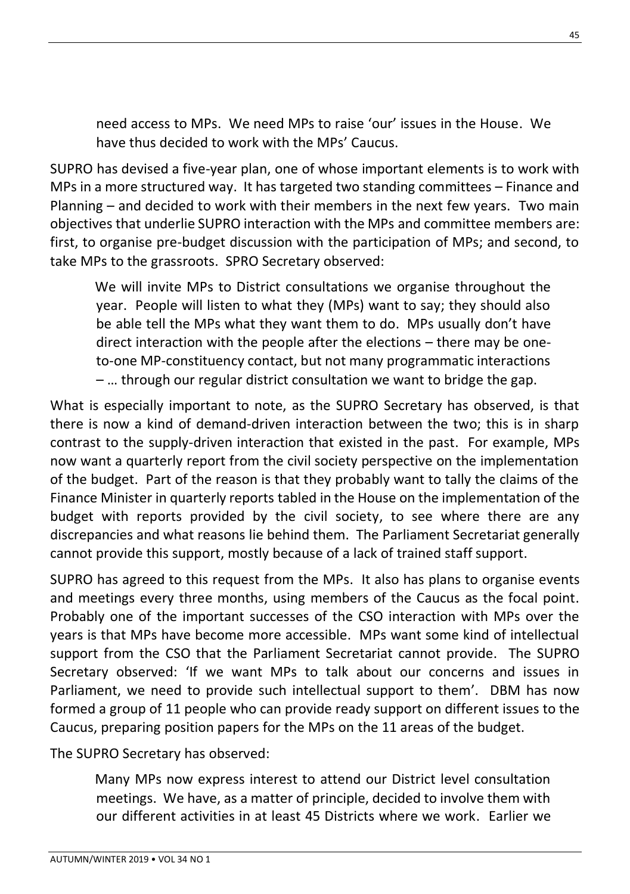need access to MPs. We need MPs to raise 'our' issues in the House. We have thus decided to work with the MPs' Caucus.

SUPRO has devised a five-year plan, one of whose important elements is to work with MPs in a more structured way. It has targeted two standing committees – Finance and Planning – and decided to work with their members in the next few years. Two main objectives that underlie SUPRO interaction with the MPs and committee members are: first, to organise pre-budget discussion with the participation of MPs; and second, to take MPs to the grassroots. SPRO Secretary observed:

> We will invite MPs to District consultations we organise throughout the year. People will listen to what they (MPs) want to say; they should also be able tell the MPs what they want them to do. MPs usually don't have direct interaction with the people after the elections – there may be one-to-one MP-constituency contact, but not many programmatic interactions – … through our regular district consultation we want to bridge the gap.

What is especially important to note, as the SUPRO Secretary has observed, is that there is now a kind of demand-driven interaction between the two; this is in sharp contrast to the supply-driven interaction that existed in the past. For example, MPs now want a quarterly report from the civil society perspective on the implementation of the budget. Part of the reason is that they probably want to tally the claims of the Finance Minister in quarterly reports tabled in the House on the implementation of the budget with reports provided by the civil society, to see where there are any discrepancies and what reasons lie behind them. The Parliament Secretariat generally cannot provide this support, mostly because of a lack of trained staff support.

SUPRO has agreed to this request from the MPs. It also has plans to organise events and meetings every three months, using members of the Caucus as the focal point. Probably one of the important successes of the CSO interaction with MPs over the years is that MPs have become more accessible. MPs want some kind of intellectual support from the CSO that the Parliament Secretariat cannot provide. The SUPRO Secretary observed: 'If we want MPs to talk about our concerns and issues in Parliament, we need to provide such intellectual support to them'. DBM has now formed a group of 11 people who can provide ready support on different issues to the Caucus, preparing position papers for the MPs on the 11 areas of the budget.

The SUPRO Secretary has observed:

> Many MPs now express interest to attend our District level consultation meetings. We have, as a matter of principle, decided to involve them with our different activities in at least 45 Districts where we work. Earlier we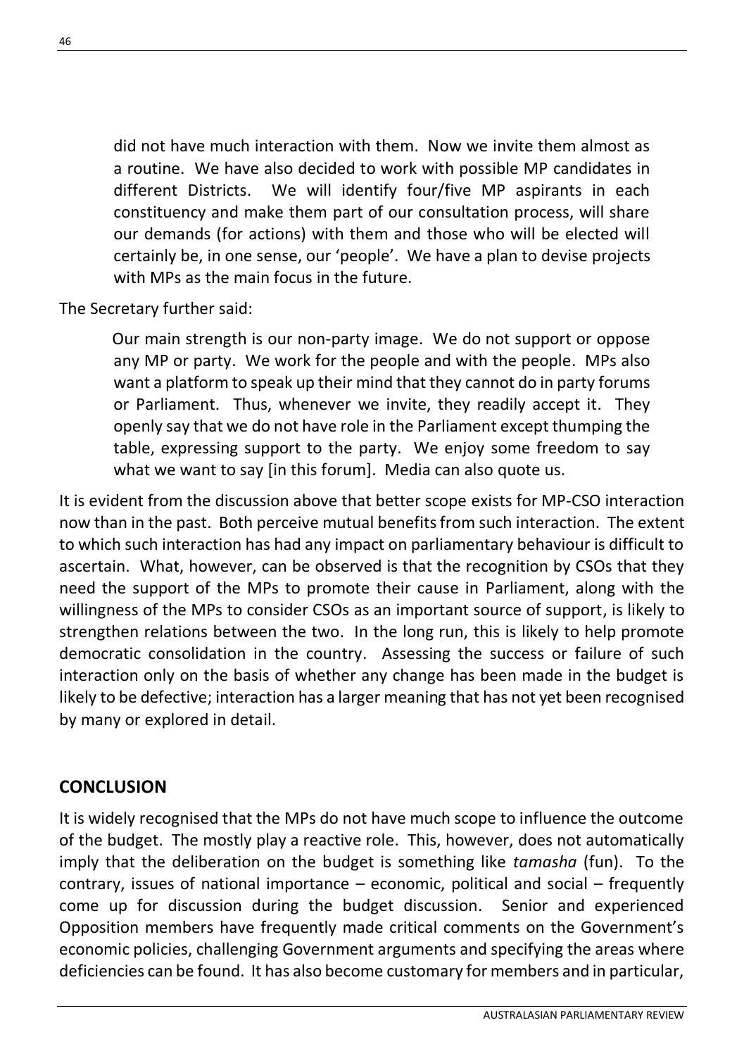> did not have much interaction with them. Now we invite them almost as a routine. We have also decided to work with possible MP candidates in different Districts. We will identify four/five MP aspirants in each constituency and make them part of our consultation process, will share our demands (for actions) with them and those who will be elected will certainly be, in one sense, our 'people'. We have a plan to devise projects with MPs as the main focus in the future.

The Secretary further said:

> Our main strength is our non-party image. We do not support or oppose any MP or party. We work for the people and with the people. MPs also want a platform to speak up their mind that they cannot do in party forums or Parliament. Thus, whenever we invite, they readily accept it. They openly say that we do not have role in the Parliament except thumping the table, expressing support to the party. We enjoy some freedom to say what we want to say [in this forum]. Media can also quote us.

It is evident from the discussion above that better scope exists for MP-CSO interaction now than in the past. Both perceive mutual benefits from such interaction. The extent to which such interaction has had any impact on parliamentary behaviour is difficult to ascertain. What, however, can be observed is that the recognition by CSOs that they need the support of the MPs to promote their cause in Parliament, along with the willingness of the MPs to consider CSOs as an important source of support, is likely to strengthen relations between the two. In the long run, this is likely to help promote democratic consolidation in the country. Assessing the success or failure of such interaction only on the basis of whether any change has been made in the budget is likely to be defective; interaction has a larger meaning that has not yet been recognised by many or explored in detail.

## CONCLUSION

It is widely recognised that the MPs do not have much scope to influence the outcome of the budget. The mostly play a reactive role. This, however, does not automatically imply that the deliberation on the budget is something like *tamasha* (fun). To the contrary, issues of national importance – economic, political and social – frequently come up for discussion during the budget discussion. Senior and experienced Opposition members have frequently made critical comments on the Government's economic policies, challenging Government arguments and specifying the areas where deficiencies can be found. It has also become customary for members and in particular,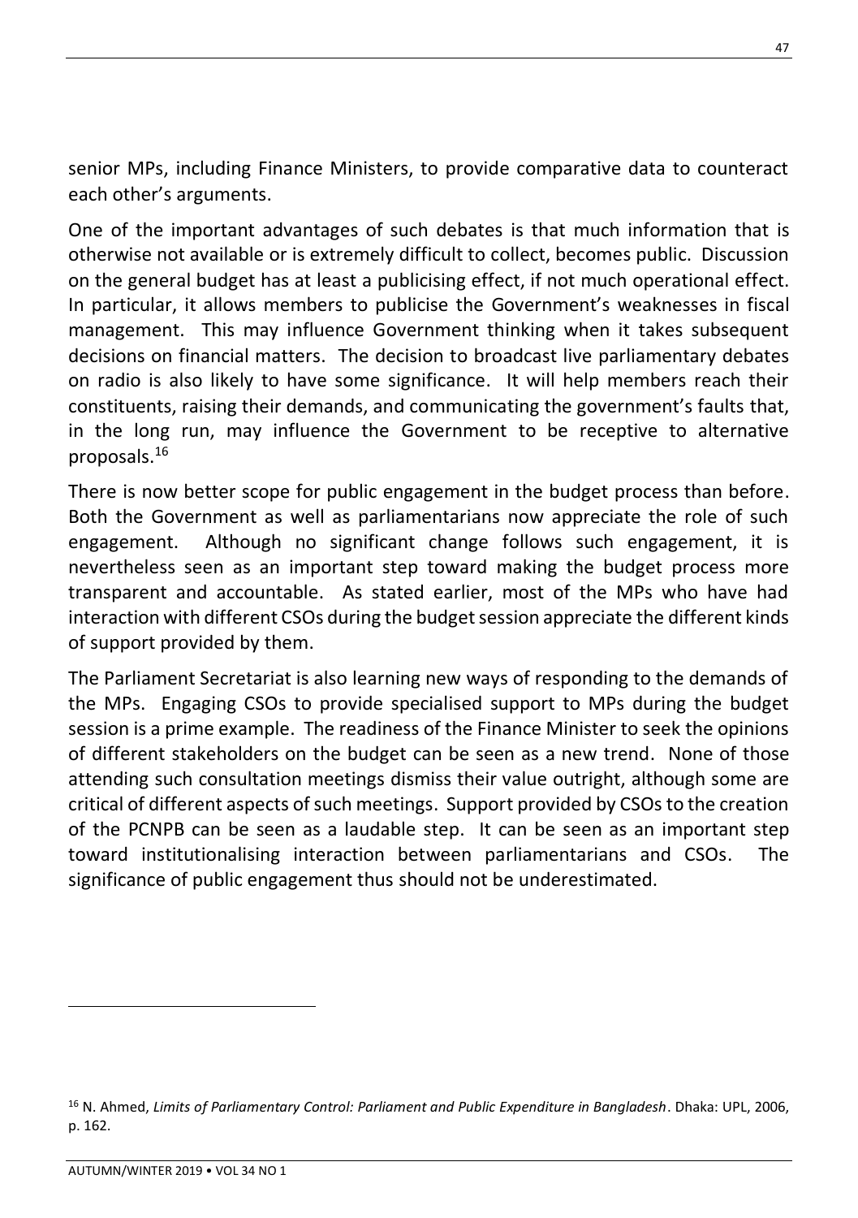senior MPs, including Finance Ministers, to provide comparative data to counteract each other's arguments.

One of the important advantages of such debates is that much information that is otherwise not available or is extremely difficult to collect, becomes public. Discussion on the general budget has at least a publicising effect, if not much operational effect. In particular, it allows members to publicise the Government's weaknesses in fiscal management. This may influence Government thinking when it takes subsequent decisions on financial matters. The decision to broadcast live parliamentary debates on radio is also likely to have some significance. It will help members reach their constituents, raising their demands, and communicating the government's faults that, in the long run, may influence the Government to be receptive to alternative proposals.[16]

There is now better scope for public engagement in the budget process than before. Both the Government as well as parliamentarians now appreciate the role of such engagement. Although no significant change follows such engagement, it is nevertheless seen as an important step toward making the budget process more transparent and accountable. As stated earlier, most of the MPs who have had interaction with different CSOs during the budget session appreciate the different kinds of support provided by them.

The Parliament Secretariat is also learning new ways of responding to the demands of the MPs. Engaging CSOs to provide specialised support to MPs during the budget session is a prime example. The readiness of the Finance Minister to seek the opinions of different stakeholders on the budget can be seen as a new trend. None of those attending such consultation meetings dismiss their value outright, although some are critical of different aspects of such meetings. Support provided by CSOs to the creation of the PCNPB can be seen as a laudable step. It can be seen as an important step toward institutionalising interaction between parliamentarians and CSOs. The significance of public engagement thus should not be underestimated.

---

[16] N. Ahmed, *Limits of Parliamentary Control: Parliament and Public Expenditure in Bangladesh*. Dhaka: UPL, 2006, p. 162.